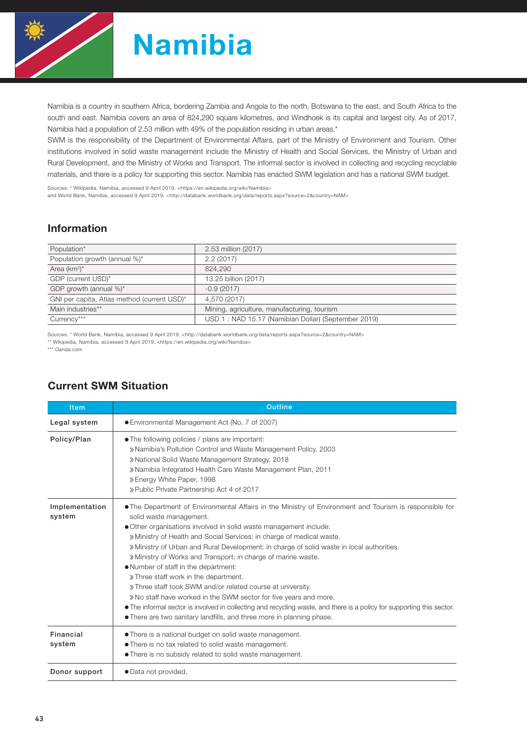# Namibia

Namibia is a country in southern Africa, bordering Zambia and Angola to the north, Botswana to the east, and South Africa to the south and east. Namibia covers an area of 824,290 square kilometres, and Windhoek is its capital and largest city. As of 2017, Namibia had a population of 2.53 million with 49% of the population residing in urban areas.*

SWM is the responsibility of the Department of Environmental Affairs, part of the Ministry of Environment and Tourism. Other institutions involved in solid waste management include the Ministry of Health and Social Services, the Ministry of Urban and Rural Development, and the Ministry of Works and Transport. The informal sector is involved in collecting and recycling recyclable materials, and there is a policy for supporting this sector. Namibia has enacted SWM legislation and has a national SWM budget.

Sources: * Wikipedia, Namibia, accessed 9 April 2019, <https://en.wikipedia.org/wiki/Namibia>
and World Bank, Namibia, accessed 9 April 2019, <http://databank.worldbank.org/data/reports.aspx?source=2&country=NAM>

## Information

| | |
|---|---|
| Population* | 2.53 million (2017) |
| Population growth (annual %)* | 2.2 (2017) |
| Area (km²)* | 824,290 |
| GDP (current USD)* | 13.25 billion (2017) |
| GDP growth (annual %)* | -0.9 (2017) |
| GNI per capita, Atlas method (current USD)* | 4,570 (2017) |
| Main industries** | Mining, agriculture, manufacturing, tourism |
| Currency*** | USD 1 : NAD 15.17 (Namibian Dollar) (September 2019) |

Sources: * World Bank, Namibia, accessed 9 April 2019, <http://databank.worldbank.org/data/reports.aspx?source=2&country=NAM>
** Wikipedia, Namibia, accessed 9 April 2019, <https://en.wikipedia.org/wiki/Namibia>
*** Oanda.com

## Current SWM Situation

| Item | Outline |
|---|---|
| Legal system | ● Environmental Management Act (No. 7 of 2007) |
| Policy/Plan | ● The following policies / plans are important:<br>» Namibia's Pollution Control and Waste Management Policy, 2003<br>» National Solid Waste Management Strategy, 2018<br>» Namibia Integrated Health Care Waste Management Plan, 2011<br>» Energy White Paper, 1998<br>» Public Private Partnership Act 4 of 2017 |
| Implementation system | ● The Department of Environmental Affairs in the Ministry of Environment and Tourism is responsible for solid waste management.<br>● Other organisations involved in solid waste management include:<br>» Ministry of Health and Social Services: in charge of medical waste.<br>» Ministry of Urban and Rural Development: in charge of solid waste in local authorities.<br>» Ministry of Works and Transport: in charge of marine waste.<br>● Number of staff in the department:<br>» Three staff work in the department.<br>» Three staff took SWM and/or related course at university.<br>» No staff have worked in the SWM sector for five years and more.<br>● The informal sector is involved in collecting and recycling waste, and there is a policy for supporting this sector.<br>● There are two sanitary landfills, and three more in planning phase. |
| Financial system | ● There is a national budget on solid waste management.<br>● There is no tax related to solid waste management.<br>● There is no subsidy related to solid waste management. |
| Donor support | ● Data not provided. |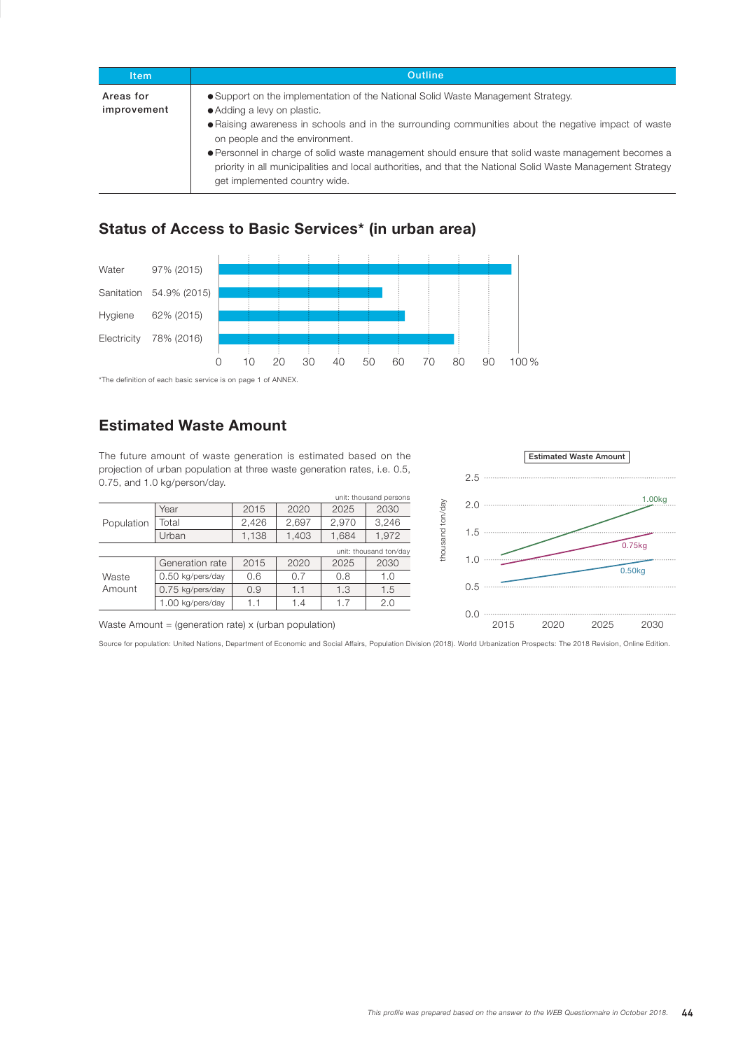| Item | Outline |
|---|---|
| Areas for improvement | ● Support on the implementation of the National Solid Waste Management Strategy.<br>● Adding a levy on plastic.<br>● Raising awareness in schools and in the surrounding communities about the negative impact of waste on people and the environment.<br>● Personnel in charge of solid waste management should ensure that solid waste management becomes a priority in all municipalities and local authorities, and that the National Solid Waste Management Strategy get implemented country wide. |

## Status of Access to Basic Services* (in urban area)

Water 97% (2015)
Sanitation 54.9% (2015)
Hygiene 62% (2015)
Electricity 78% (2016)
0 10 20 30 40 50 60 70 80 90 100 %

*The definition of each basic service is on page 1 of ANNEX.

## Estimated Waste Amount

The future amount of waste generation is estimated based on the projection of urban population at three waste generation rates, i.e. 0.5, 0.75, and 1.0 kg/person/day.

unit: thousand persons

| | | | | | |
|---|---|---|---|---|---|
| Population | Year | 2015 | 2020 | 2025 | 2030 |
| | Total | 2,426 | 2,697 | 2,970 | 3,246 |
| | Urban | 1,138 | 1,403 | 1,684 | 1,972 |

unit: thousand ton/day

| | | | | | |
|---|---|---|---|---|---|
| Waste Amount | Generation rate | 2015 | 2020 | 2025 | 2030 |
| | 0.50 kg/pers/day | 0.6 | 0.7 | 0.8 | 1.0 |
| | 0.75 kg/pers/day | 0.9 | 1.1 | 1.3 | 1.5 |
| | 1.00 kg/pers/day | 1.1 | 1.4 | 1.7 | 2.0 |

Waste Amount = (generation rate) x (urban population)

Estimated Waste Amount
thousand ton/day
2.5
2.0
1.5
1.0
0.5
0.0
2015 2020 2025 2030
1.00kg
0.75kg
0.50kg

Source for population: United Nations, Department of Economic and Social Affairs, Population Division (2018). World Urbanization Prospects: The 2018 Revision, Online Edition.

*This profile was prepared based on the answer to the WEB Questionnaire in October 2018.*